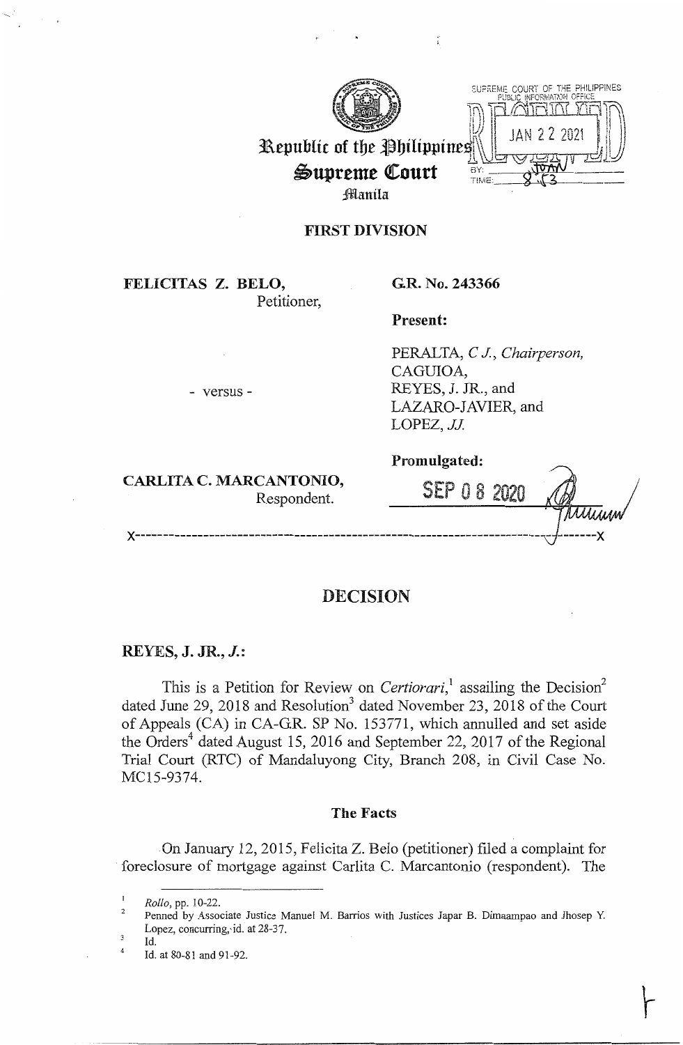Republic of the Philippines
Supreme Court
Manila

SUPREME COURT OF THE PHILIPPINES
PUBLIC INFORMATION OFFICE
JAN 22 2021
BY: JUAN
TIME: 8:13

## FIRST DIVISION

**FELICITAS Z. BELO,**
Petitioner,

- versus -

**CARLITA C. MARCANTONIO,**
Respondent.

**G.R. No. 243366**

**Present:**

PERALTA, *C.J., Chairperson,*
CAGUIOA,
REYES, J. JR., and
LAZARO-JAVIER, and
LOPEZ, *JJ.*

**Promulgated:**

SEP 08 2020

x-----------------------------------------------------------------------x

# DECISION

**REYES, J. JR., *J.*:**

This is a Petition for Review on *Certiorari*,[1] assailing the Decision[2] dated June 29, 2018 and Resolution[3] dated November 23, 2018 of the Court of Appeals (CA) in CA-G.R. SP No. 153771, which annulled and set aside the Orders[4] dated August 15, 2016 and September 22, 2017 of the Regional Trial Court (RTC) of Mandaluyong City, Branch 208, in Civil Case No. MC15-9374.

### The Facts

On January 12, 2015, Felicita Z. Belo (petitioner) filed a complaint for foreclosure of mortgage against Carlita C. Marcantonio (respondent). The

---

[1] *Rollo*, pp. 10-22.

[2] Penned by Associate Justice Manuel M. Barrios with Justices Japar B. Dimaampao and Jhosep Y. Lopez, concurring, id. at 28-37.

[3] Id.

[4] Id. at 80-81 and 91-92.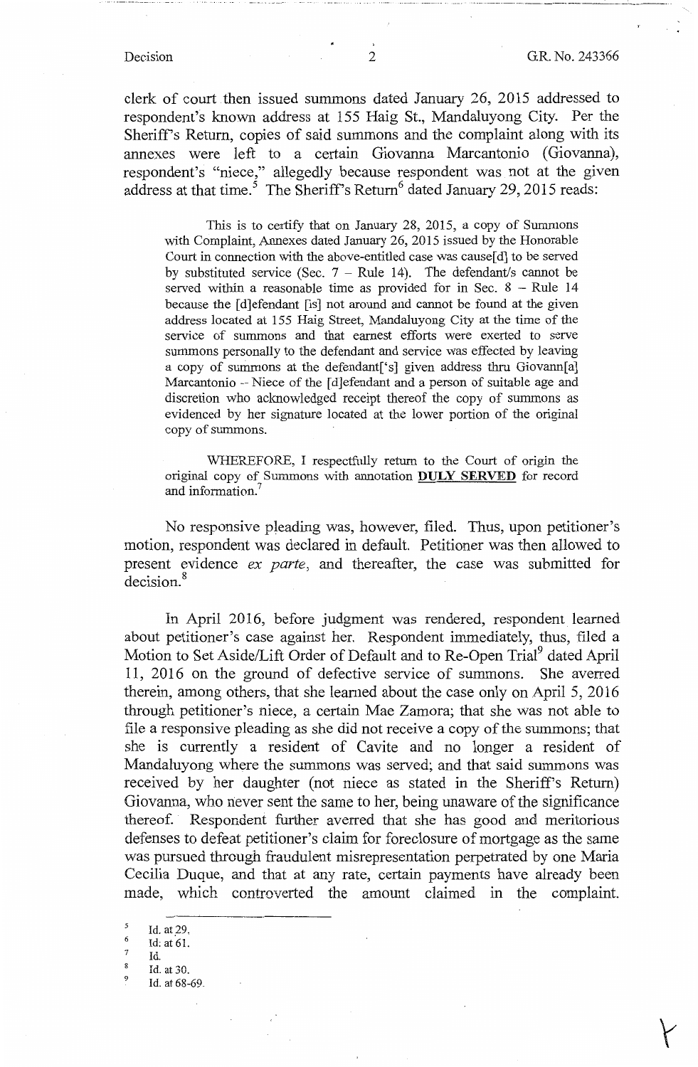clerk of court then issued summons dated January 26, 2015 addressed to respondent's known address at 155 Haig St., Mandaluyong City. Per the Sheriff's Return, copies of said summons and the complaint along with its annexes were left to a certain Giovanna Marcantonio (Giovanna), respondent's "niece," allegedly because respondent was not at the given address at that time.[5] The Sheriff's Return[6] dated January 29, 2015 reads:

> This is to certify that on January 28, 2015, a copy of Summons with Complaint, Annexes dated January 26, 2015 issued by the Honorable Court in connection with the above-entitled case was cause[d] to be served by substituted service (Sec. 7 – Rule 14). The defendant/s cannot be served within a reasonable time as provided for in Sec. 8 – Rule 14 because the [d]efendant [is] not around and cannot be found at the given address located at 155 Haig Street, Mandaluyong City at the time of the service of summons and that earnest efforts were exerted to serve summons personally to the defendant and service was effected by leaving a copy of summons at the defendant['s] given address thru Giovann[a] Marcantonio -- Niece of the [d]efendant and a person of suitable age and discretion who acknowledged receipt thereof the copy of summons as evidenced by her signature located at the lower portion of the original copy of summons.
>
> WHEREFORE, I respectfully return to the Court of origin the original copy of Summons with annotation **DULY SERVED** for record and information.[7]

No responsive pleading was, however, filed. Thus, upon petitioner's motion, respondent was declared in default. Petitioner was then allowed to present evidence *ex parte*, and thereafter, the case was submitted for decision.[8]

In April 2016, before judgment was rendered, respondent learned about petitioner's case against her. Respondent immediately, thus, filed a Motion to Set Aside/Lift Order of Default and to Re-Open Trial[9] dated April 11, 2016 on the ground of defective service of summons. She averred therein, among others, that she learned about the case only on April 5, 2016 through petitioner's niece, a certain Mae Zamora; that she was not able to file a responsive pleading as she did not receive a copy of the summons; that she is currently a resident of Cavite and no longer a resident of Mandaluyong where the summons was served; and that said summons was received by her daughter (not niece as stated in the Sheriff's Return) Giovanna, who never sent the same to her, being unaware of the significance thereof. Respondent further averred that she has good and meritorious defenses to defeat petitioner's claim for foreclosure of mortgage as the same was pursued through fraudulent misrepresentation perpetrated by one Maria Cecilia Duque, and that at any rate, certain payments have already been made, which controverted the amount claimed in the complaint.

---

[5] Id. at 29.

[6] Id. at 61.

[7] Id.

[8] Id. at 30.

[9] Id. at 68-69.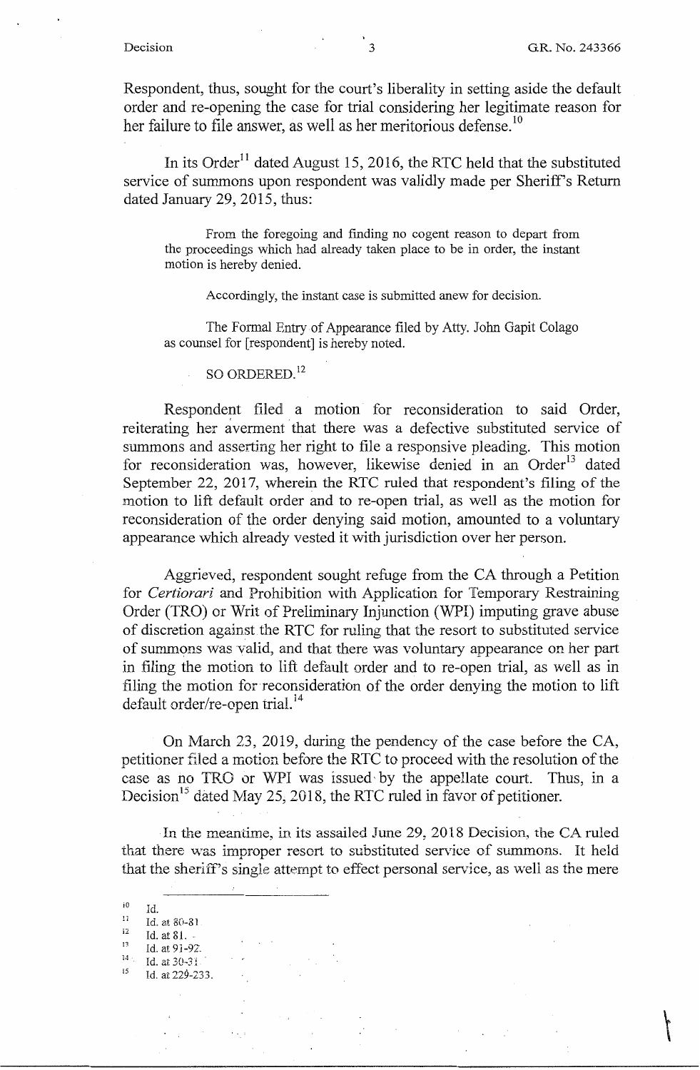Respondent, thus, sought for the court's liberality in setting aside the default order and re-opening the case for trial considering her legitimate reason for her failure to file answer, as well as her meritorious defense.[10]

In its Order[11] dated August 15, 2016, the RTC held that the substituted service of summons upon respondent was validly made per Sheriff's Return dated January 29, 2015, thus:

> From the foregoing and finding no cogent reason to depart from the proceedings which had already taken place to be in order, the instant motion is hereby denied.
>
> Accordingly, the instant case is submitted anew for decision.
>
> The Formal Entry of Appearance filed by Atty. John Gapit Colago as counsel for [respondent] is hereby noted.
>
> SO ORDERED.[12]

Respondent filed a motion for reconsideration to said Order, reiterating her averment that there was a defective substituted service of summons and asserting her right to file a responsive pleading. This motion for reconsideration was, however, likewise denied in an Order[13] dated September 22, 2017, wherein the RTC ruled that respondent's filing of the motion to lift default order and to re-open trial, as well as the motion for reconsideration of the order denying said motion, amounted to a voluntary appearance which already vested it with jurisdiction over her person.

Aggrieved, respondent sought refuge from the CA through a Petition for *Certiorari* and Prohibition with Application for Temporary Restraining Order (TRO) or Writ of Preliminary Injunction (WPI) imputing grave abuse of discretion against the RTC for ruling that the resort to substituted service of summons was valid, and that there was voluntary appearance on her part in filing the motion to lift default order and to re-open trial, as well as in filing the motion for reconsideration of the order denying the motion to lift default order/re-open trial.[14]

On March 23, 2019, during the pendency of the case before the CA, petitioner filed a motion before the RTC to proceed with the resolution of the case as no TRO or WPI was issued by the appellate court. Thus, in a Decision[15] dated May 25, 2018, the RTC ruled in favor of petitioner.

In the meantime, in its assailed June 29, 2018 Decision, the CA ruled that there was improper resort to substituted service of summons. It held that the sheriff's single attempt to effect personal service, as well as the mere

---

[10] Id.
[11] Id. at 80-81.
[12] Id. at 81.
[13] Id. at 91-92.
[14] Id. at 30-31.
[15] Id. at 229-233.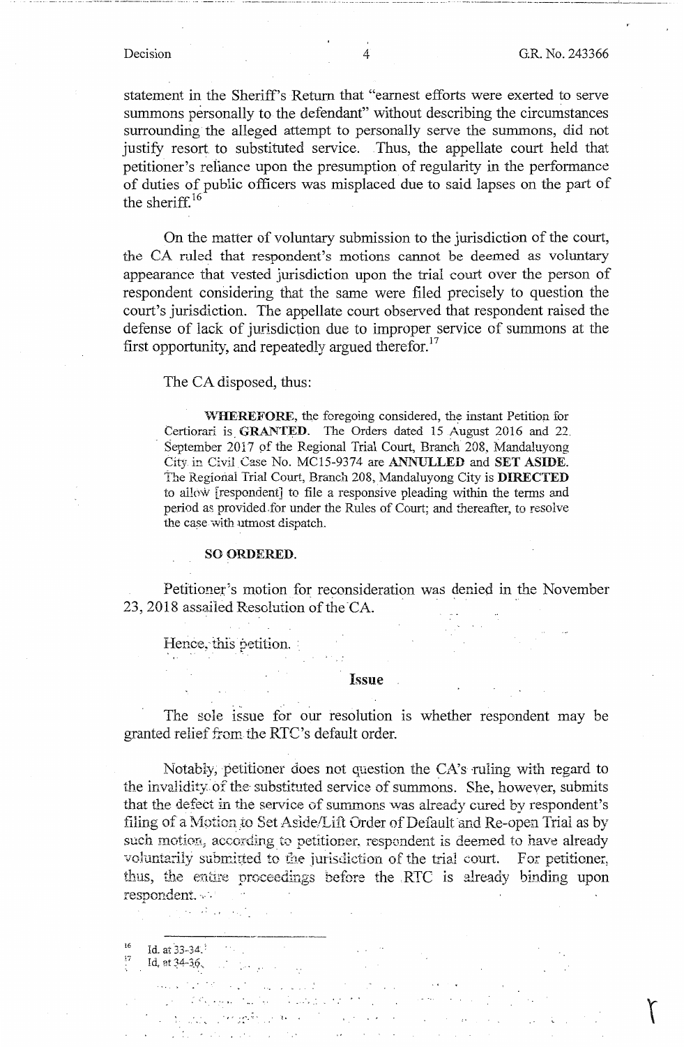statement in the Sheriff's Return that "earnest efforts were exerted to serve summons personally to the defendant" without describing the circumstances surrounding the alleged attempt to personally serve the summons, did not justify resort to substituted service. Thus, the appellate court held that petitioner's reliance upon the presumption of regularity in the performance of duties of public officers was misplaced due to said lapses on the part of the sheriff.[16]

On the matter of voluntary submission to the jurisdiction of the court, the CA ruled that respondent's motions cannot be deemed as voluntary appearance that vested jurisdiction upon the trial court over the person of respondent considering that the same were filed precisely to question the court's jurisdiction. The appellate court observed that respondent raised the defense of lack of jurisdiction due to improper service of summons at the first opportunity, and repeatedly argued therefor.[17]

The CA disposed, thus:

> **WHEREFORE**, the foregoing considered, the instant Petition for Certiorari is **GRANTED**. The Orders dated 15 August 2016 and 22 September 2017 of the Regional Trial Court, Branch 208, Mandaluyong City in Civil Case No. MC15-9374 are **ANNULLED** and **SET ASIDE**. The Regional Trial Court, Branch 208, Mandaluyong City is **DIRECTED** to allow [respondent] to file a responsive pleading within the terms and period as provided for under the Rules of Court; and thereafter, to resolve the case with utmost dispatch.
>
> **SO ORDERED.**

Petitioner's motion for reconsideration was denied in the November 23, 2018 assailed Resolution of the CA.

Hence, this petition.

## Issue

The sole issue for our resolution is whether respondent may be granted relief from the RTC's default order.

Notably, petitioner does not question the CA's ruling with regard to the invalidity of the substituted service of summons. She, however, submits that the defect in the service of summons was already cured by respondent's filing of a Motion to Set Aside/Lift Order of Default and Re-open Trial as by such motion, according to petitioner, respondent is deemed to have already voluntarily submitted to the jurisdiction of the trial court. For petitioner, thus, the entire proceedings before the RTC is already binding upon respondent.

---

[16] Id. at 33-34.

[17] Id. at 34-36.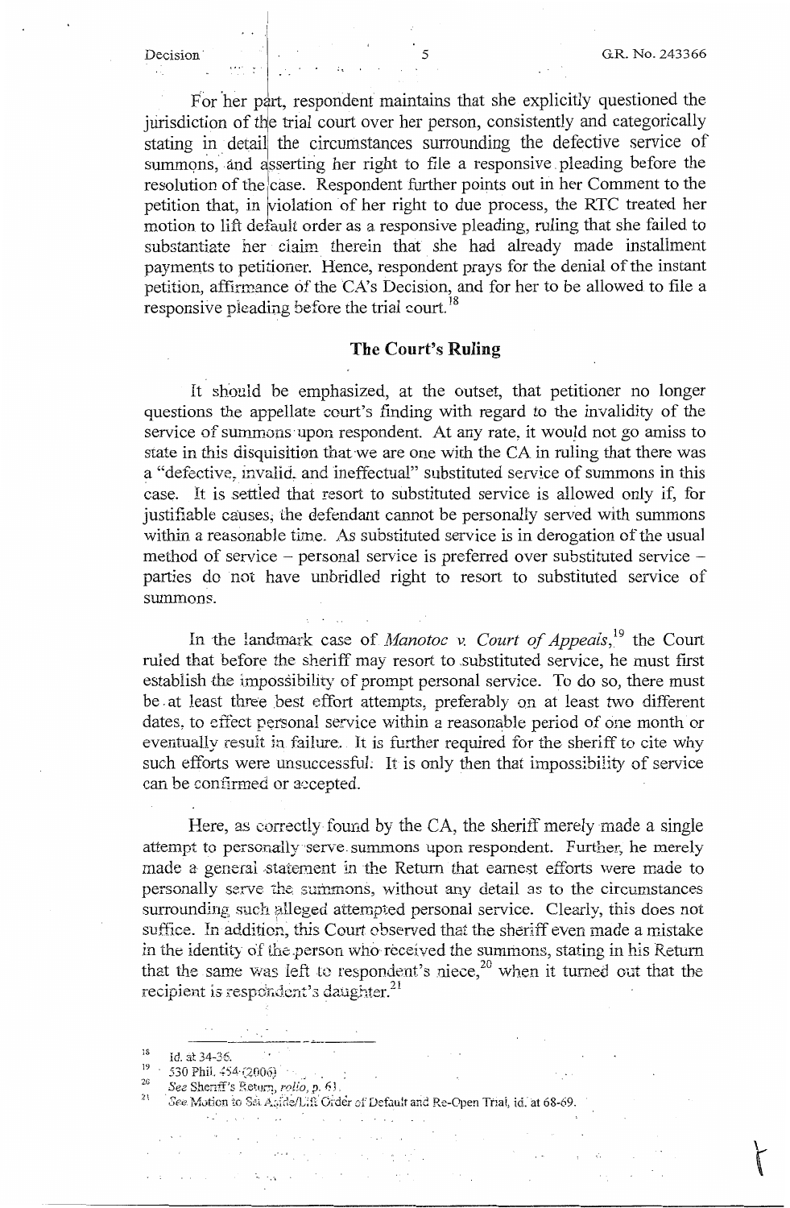For her part, respondent maintains that she explicitly questioned the jurisdiction of the trial court over her person, consistently and categorically stating in detail the circumstances surrounding the defective service of summons, and asserting her right to file a responsive pleading before the resolution of the case. Respondent further points out in her Comment to the petition that, in violation of her right to due process, the RTC treated her motion to lift default order as a responsive pleading, ruling that she failed to substantiate her claim therein that she had already made installment payments to petitioner. Hence, respondent prays for the denial of the instant petition, affirmance of the CA's Decision, and for her to be allowed to file a responsive pleading before the trial court.[18]

## The Court's Ruling

It should be emphasized, at the outset, that petitioner no longer questions the appellate court's finding with regard to the invalidity of the service of summons upon respondent. At any rate, it would not go amiss to state in this disquisition that we are one with the CA in ruling that there was a "defective, invalid, and ineffectual" substituted service of summons in this case. It is settled that resort to substituted service is allowed only if, for justifiable causes, the defendant cannot be personally served with summons within a reasonable time. As substituted service is in derogation of the usual method of service – personal service is preferred over substituted service – parties do not have unbridled right to resort to substituted service of summons.

In the landmark case of *Manotoc v. Court of Appeals*,[19] the Court ruled that before the sheriff may resort to substituted service, he must first establish the impossibility of prompt personal service. To do so, there must be at least three best effort attempts, preferably on at least two different dates, to effect personal service within a reasonable period of one month or eventually result in failure. It is further required for the sheriff to cite why such efforts were unsuccessful. It is only then that impossibility of service can be confirmed or accepted.

Here, as correctly found by the CA, the sheriff merely made a single attempt to personally serve summons upon respondent. Further, he merely made a general statement in the Return that earnest efforts were made to personally serve the summons, without any detail as to the circumstances surrounding such alleged attempted personal service. Clearly, this does not suffice. In addition, this Court observed that the sheriff even made a mistake in the identity of the person who received the summons, stating in his Return that the same was left to respondent's niece,[20] when it turned out that the recipient is respondent's daughter.[21]

---

[18] Id. at 34-36.

[19] 530 Phil. 454 (2006)

[20] *See* Sheriff's Return, *rollo*, p. 61.

[21] *See* Motion to Set Aside/Lift Order of Default and Re-Open Trial, id. at 68-69.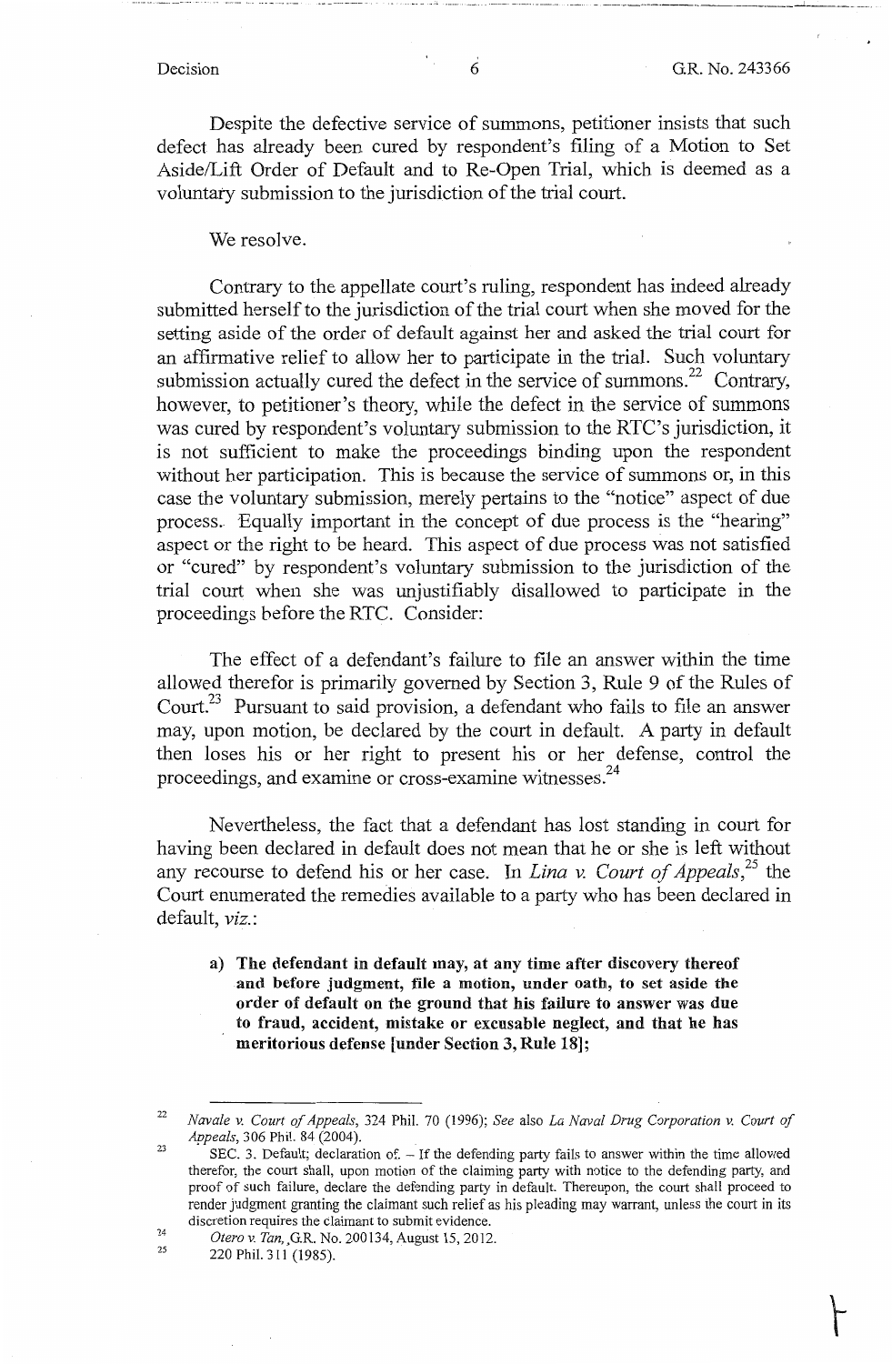Despite the defective service of summons, petitioner insists that such defect has already been cured by respondent's filing of a Motion to Set Aside/Lift Order of Default and to Re-Open Trial, which is deemed as a voluntary submission to the jurisdiction of the trial court.

We resolve.

Contrary to the appellate court's ruling, respondent has indeed already submitted herself to the jurisdiction of the trial court when she moved for the setting aside of the order of default against her and asked the trial court for an affirmative relief to allow her to participate in the trial. Such voluntary submission actually cured the defect in the service of summons.[22] Contrary, however, to petitioner's theory, while the defect in the service of summons was cured by respondent's voluntary submission to the RTC's jurisdiction, it is not sufficient to make the proceedings binding upon the respondent without her participation. This is because the service of summons or, in this case the voluntary submission, merely pertains to the "notice" aspect of due process. Equally important in the concept of due process is the "hearing" aspect or the right to be heard. This aspect of due process was not satisfied or "cured" by respondent's voluntary submission to the jurisdiction of the trial court when she was unjustifiably disallowed to participate in the proceedings before the RTC. Consider:

The effect of a defendant's failure to file an answer within the time allowed therefor is primarily governed by Section 3, Rule 9 of the Rules of Court.[23] Pursuant to said provision, a defendant who fails to file an answer may, upon motion, be declared by the court in default. A party in default then loses his or her right to present his or her defense, control the proceedings, and examine or cross-examine witnesses.[24]

Nevertheless, the fact that a defendant has lost standing in court for having been declared in default does not mean that he or she is left without any recourse to defend his or her case. In *Lina v. Court of Appeals*,[25] the Court enumerated the remedies available to a party who has been declared in default, *viz.*:

> **a) The defendant in default may, at any time after discovery thereof and before judgment, file a motion, under oath, to set aside the order of default on the ground that his failure to answer was due to fraud, accident, mistake or excusable neglect, and that he has meritorious defense [under Section 3, Rule 18];**

---

[22] *Navale v. Court of Appeals*, 324 Phil. 70 (1996); *See* also *La Naval Drug Corporation v. Court of Appeals*, 306 Phil. 84 (2004).

[23] SEC. 3. Default; declaration of. – If the defending party fails to answer within the time allowed therefor, the court shall, upon motion of the claiming party with notice to the defending party, and proof of such failure, declare the defending party in default. Thereupon, the court shall proceed to render judgment granting the claimant such relief as his pleading may warrant, unless the court in its discretion requires the claimant to submit evidence.

[24] *Otero v. Tan*, G.R. No. 200134, August 15, 2012.

[25] 220 Phil. 311 (1985).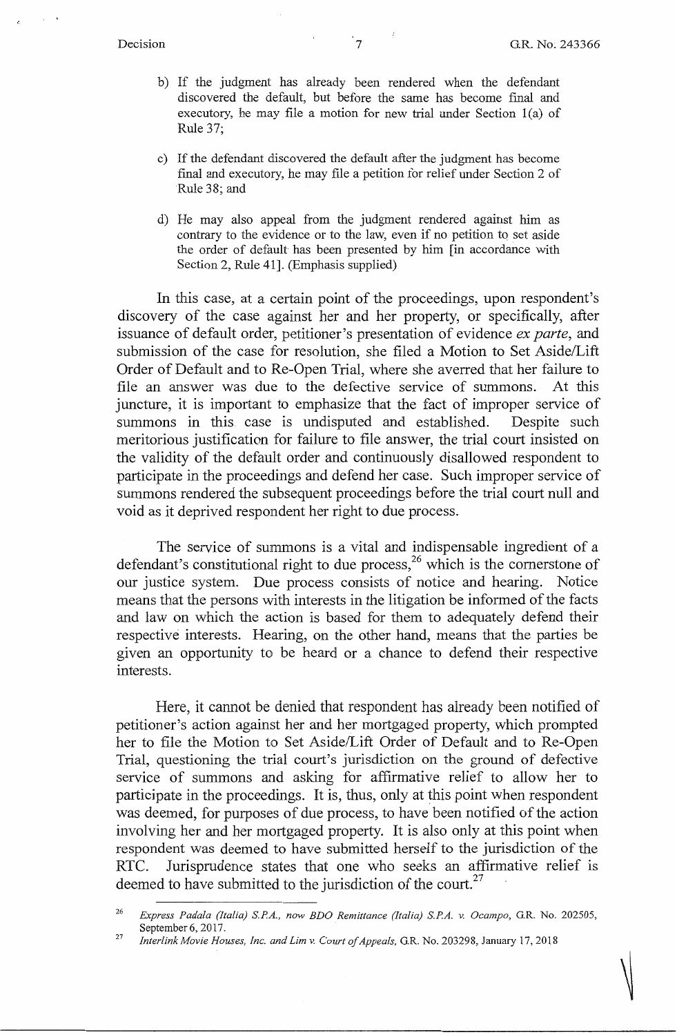b) If the judgment has already been rendered when the defendant discovered the default, but before the same has become final and executory, he may file a motion for new trial under Section 1(a) of Rule 37;

c) If the defendant discovered the default after the judgment has become final and executory, he may file a petition for relief under Section 2 of Rule 38; and

d) He may also appeal from the judgment rendered against him as contrary to the evidence or to the law, even if no petition to set aside the order of default has been presented by him [in accordance with Section 2, Rule 41]. (Emphasis supplied)

In this case, at a certain point of the proceedings, upon respondent's discovery of the case against her and her property, or specifically, after issuance of default order, petitioner's presentation of evidence *ex parte*, and submission of the case for resolution, she filed a Motion to Set Aside/Lift Order of Default and to Re-Open Trial, where she averred that her failure to file an answer was due to the defective service of summons. At this juncture, it is important to emphasize that the fact of improper service of summons in this case is undisputed and established. Despite such meritorious justification for failure to file answer, the trial court insisted on the validity of the default order and continuously disallowed respondent to participate in the proceedings and defend her case. Such improper service of summons rendered the subsequent proceedings before the trial court null and void as it deprived respondent her right to due process.

The service of summons is a vital and indispensable ingredient of a defendant's constitutional right to due process,[26] which is the cornerstone of our justice system. Due process consists of notice and hearing. Notice means that the persons with interests in the litigation be informed of the facts and law on which the action is based for them to adequately defend their respective interests. Hearing, on the other hand, means that the parties be given an opportunity to be heard or a chance to defend their respective interests.

Here, it cannot be denied that respondent has already been notified of petitioner's action against her and her mortgaged property, which prompted her to file the Motion to Set Aside/Lift Order of Default and to Re-Open Trial, questioning the trial court's jurisdiction on the ground of defective service of summons and asking for affirmative relief to allow her to participate in the proceedings. It is, thus, only at this point when respondent was deemed, for purposes of due process, to have been notified of the action involving her and her mortgaged property. It is also only at this point when respondent was deemed to have submitted herself to the jurisdiction of the RTC. Jurisprudence states that one who seeks an affirmative relief is deemed to have submitted to the jurisdiction of the court.[27]

---

[26] *Express Padala (Italia) S.P.A., now BDO Remittance (Italia) S.P.A. v. Ocampo*, G.R. No. 202505, September 6, 2017.

[27] *Interlink Movie Houses, Inc. and Lim v. Court of Appeals*, G.R. No. 203298, January 17, 2018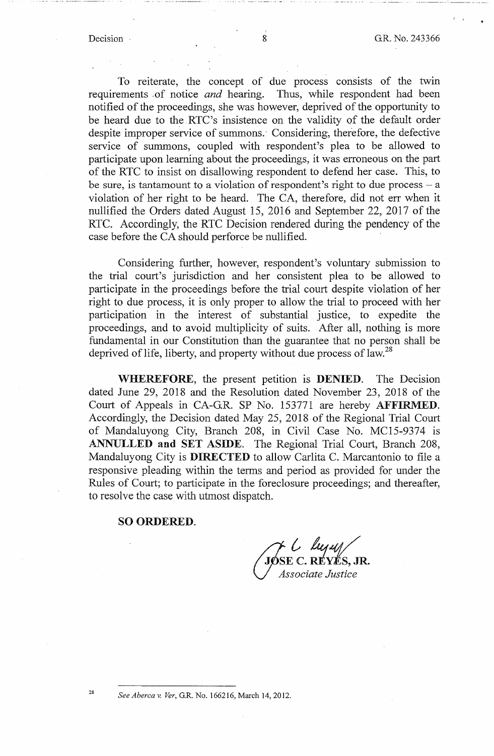To reiterate, the concept of due process consists of the twin requirements of notice *and* hearing. Thus, while respondent had been notified of the proceedings, she was however, deprived of the opportunity to be heard due to the RTC's insistence on the validity of the default order despite improper service of summons. Considering, therefore, the defective service of summons, coupled with respondent's plea to be allowed to participate upon learning about the proceedings, it was erroneous on the part of the RTC to insist on disallowing respondent to defend her case. This, to be sure, is tantamount to a violation of respondent's right to due process – a violation of her right to be heard. The CA, therefore, did not err when it nullified the Orders dated August 15, 2016 and September 22, 2017 of the RTC. Accordingly, the RTC Decision rendered during the pendency of the case before the CA should perforce be nullified.

Considering further, however, respondent's voluntary submission to the trial court's jurisdiction and her consistent plea to be allowed to participate in the proceedings before the trial court despite violation of her right to due process, it is only proper to allow the trial to proceed with her participation in the interest of substantial justice, to expedite the proceedings, and to avoid multiplicity of suits. After all, nothing is more fundamental in our Constitution than the guarantee that no person shall be deprived of life, liberty, and property without due process of law.[28]

**WHEREFORE**, the present petition is **DENIED**. The Decision dated June 29, 2018 and the Resolution dated November 23, 2018 of the Court of Appeals in CA-G.R. SP No. 153771 are hereby **AFFIRMED**. Accordingly, the Decision dated May 25, 2018 of the Regional Trial Court of Mandaluyong City, Branch 208, in Civil Case No. MC15-9374 is **ANNULLED and SET ASIDE**. The Regional Trial Court, Branch 208, Mandaluyong City is **DIRECTED** to allow Carlita C. Marcantonio to file a responsive pleading within the terms and period as provided for under the Rules of Court; to participate in the foreclosure proceedings; and thereafter, to resolve the case with utmost dispatch.

**SO ORDERED.**

**JOSE C. REYES, JR.**
*Associate Justice*

---

28 *See Aberca v. Ver*, G.R. No. 166216, March 14, 2012.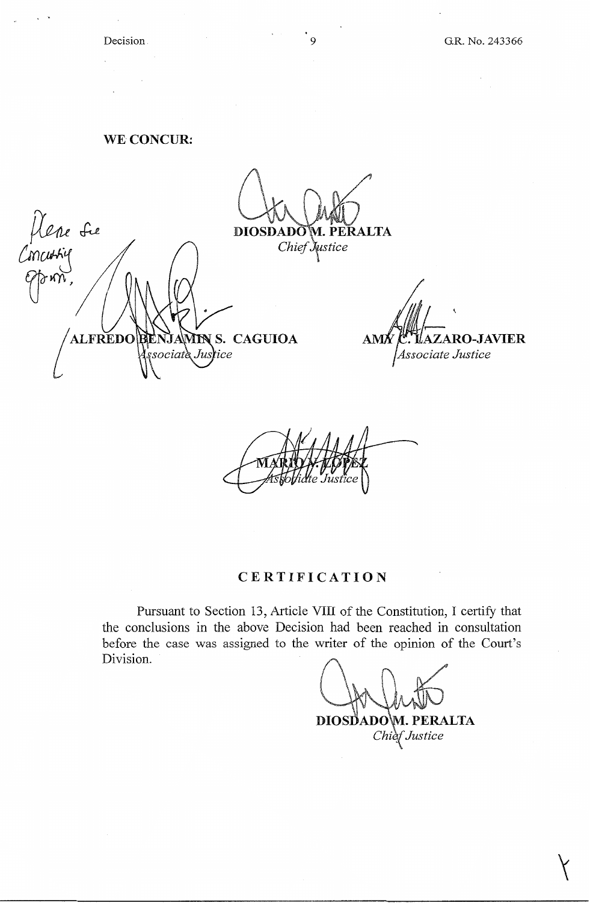**WE CONCUR:**

**DIOSDADO M. PERALTA**
*Chief Justice*

Please see Concurring Opinion,

**ALFREDO BENJAMIN S. CAGUIOA**
*Associate Justice*

**AMY C. LAZARO-JAVIER**
*Associate Justice*

**MARIO V. LOPEZ**
*Associate Justice*

## CERTIFICATION

Pursuant to Section 13, Article VIII of the Constitution, I certify that the conclusions in the above Decision had been reached in consultation before the case was assigned to the writer of the opinion of the Court's Division.

**DIOSDADO M. PERALTA**
*Chief Justice*